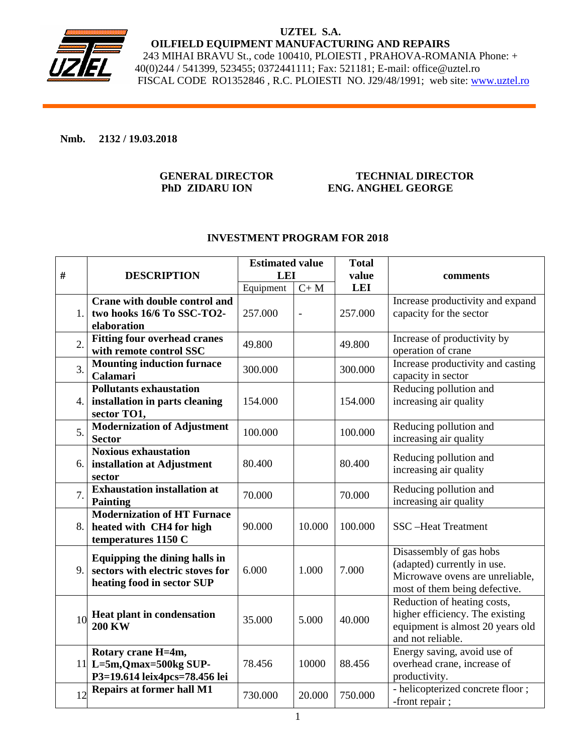**UZTEL S.A.**
**OILFIELD EQUIPMENT MANUFACTURING AND REPAIRS**
243 MIHAI BRAVU St., code 100410, PLOIESTI , PRAHOVA-ROMANIA Phone: + 40(0)244 / 541399, 523455; 0372441111; Fax: 521181; E-mail: office@uztel.ro
FISCAL CODE RO1352846 , R.C. PLOIESTI NO. J29/48/1991; web site: www.uztel.ro

**Nmb. 2132 / 19.03.2018**

**GENERAL DIRECTOR**
**PhD ZIDARU ION**

**TECHNIAL DIRECTOR**
**ENG. ANGHEL GEORGE**

## INVESTMENT PROGRAM FOR 2018

| # | DESCRIPTION | Estimated value LEI | | Total value LEI | comments |
|---|---|---|---|---|---|
| | | Equipment | C+ M | | |
| 1. | **Crane with double control and two hooks 16/6 To SSC-TO2-elaboration** | 257.000 | - | 257.000 | Increase productivity and expand capacity for the sector |
| 2. | **Fitting four overhead cranes with remote control SSC** | 49.800 | | 49.800 | Increase of productivity by operation of crane |
| 3. | **Mounting induction furnace Calamari** | 300.000 | | 300.000 | Increase productivity and casting capacity in sector |
| 4. | **Pollutants exhaustation installation in parts cleaning sector TO1,** | 154.000 | | 154.000 | Reducing pollution and increasing air quality |
| 5. | **Modernization of Adjustment Sector** | 100.000 | | 100.000 | Reducing pollution and increasing air quality |
| 6. | **Noxious exhaustation installation at Adjustment sector** | 80.400 | | 80.400 | Reducing pollution and increasing air quality |
| 7. | **Exhaustation installation at Painting** | 70.000 | | 70.000 | Reducing pollution and increasing air quality |
| 8. | **Modernization of HT Furnace heated with CH4 for high temperatures 1150 C** | 90.000 | 10.000 | 100.000 | SSC –Heat Treatment |
| 9. | **Equipping the dining halls in sectors with electric stoves for heating food in sector SUP** | 6.000 | 1.000 | 7.000 | Disassembly of gas hobs (adapted) currently in use. Microwave ovens are unreliable, most of them being defective. |
| 10 | **Heat plant in condensation 200 KW** | 35.000 | 5.000 | 40.000 | Reduction of heating costs, higher efficiency. The existing equipment is almost 20 years old and not reliable. |
| 11 | **Rotary crane H=4m, L=5m,Qmax=500kg SUP-P3=19.614 leix4pcs=78.456 lei** | 78.456 | 10000 | 88.456 | Energy saving, avoid use of overhead crane, increase of productivity. |
| 12 | **Repairs at former hall M1** | 730.000 | 20.000 | 750.000 | - helicopterized concrete floor ; -front repair ; |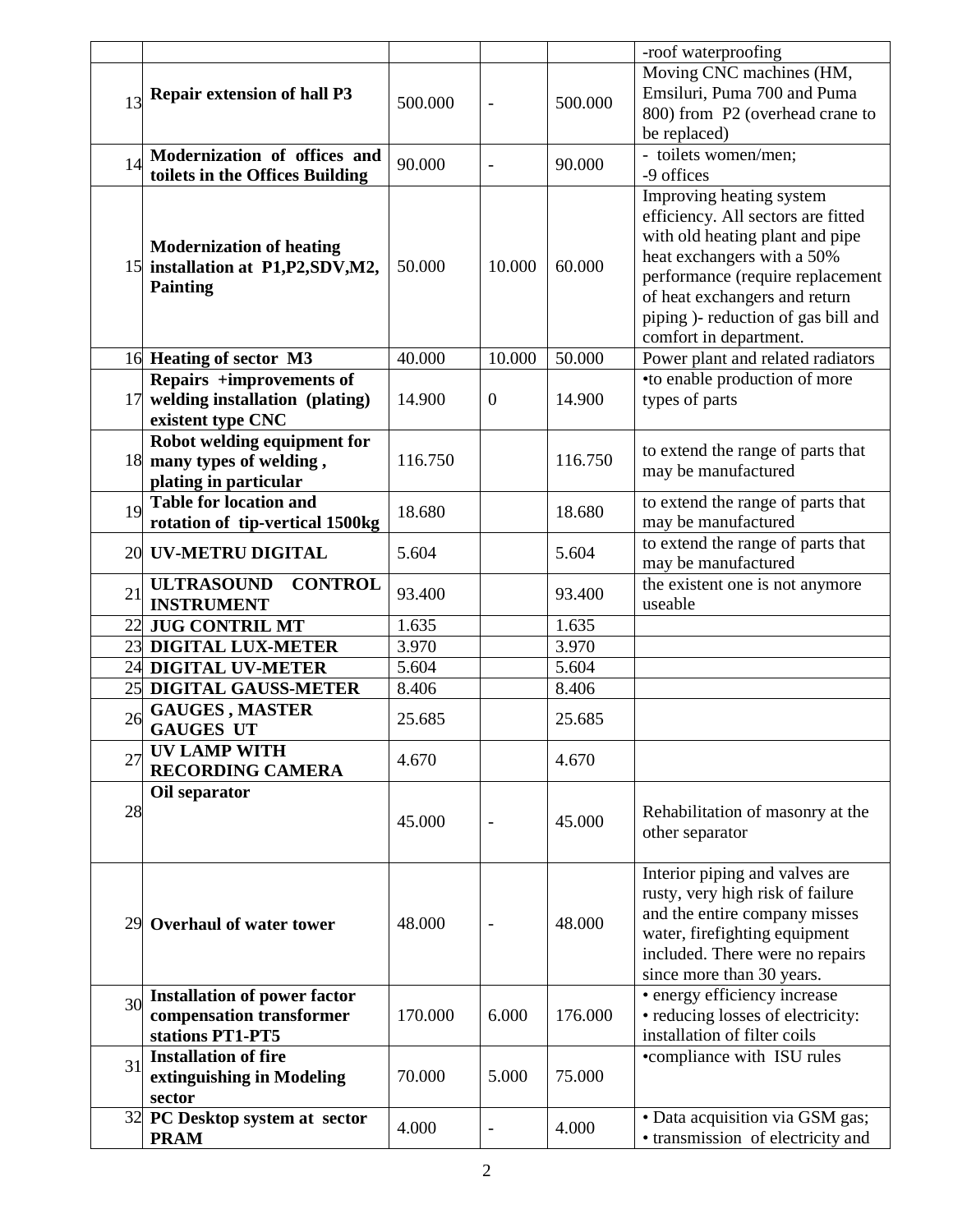| | | | | | |
|---|---|---|---|---|---|
| | | | | | -roof waterproofing |
| 13 | **Repair extension of hall P3** | 500.000 | - | 500.000 | Moving CNC machines (HM, Emsiluri, Puma 700 and Puma 800) from P2 (overhead crane to be replaced) |
| 14 | **Modernization of offices and toilets in the Offices Building** | 90.000 | - | 90.000 | - toilets women/men;<br>-9 offices |
| 15 | **Modernization of heating installation at P1,P2,SDV,M2, Painting** | 50.000 | 10.000 | 60.000 | Improving heating system efficiency. All sectors are fitted with old heating plant and pipe heat exchangers with a 50% performance (require replacement of heat exchangers and return piping )- reduction of gas bill and comfort in department. |
| 16 | **Heating of sector M3** | 40.000 | 10.000 | 50.000 | Power plant and related radiators |
| 17 | **Repairs +improvements of welding installation (plating) existent type CNC** | 14.900 | 0 | 14.900 | •to enable production of more types of parts |
| 18 | **Robot welding equipment for many types of welding , plating in particular** | 116.750 | | 116.750 | to extend the range of parts that may be manufactured |
| 19 | **Table for location and rotation of tip-vertical 1500kg** | 18.680 | | 18.680 | to extend the range of parts that may be manufactured |
| 20 | **UV-METRU DIGITAL** | 5.604 | | 5.604 | to extend the range of parts that may be manufactured |
| 21 | **ULTRASOUND CONTROL INSTRUMENT** | 93.400 | | 93.400 | the existent one is not anymore useable |
| 22 | **JUG CONTRIL MT** | 1.635 | | 1.635 | |
| 23 | **DIGITAL LUX-METER** | 3.970 | | 3.970 | |
| 24 | **DIGITAL UV-METER** | 5.604 | | 5.604 | |
| 25 | **DIGITAL GAUSS-METER** | 8.406 | | 8.406 | |
| 26 | **GAUGES , MASTER GAUGES UT** | 25.685 | | 25.685 | |
| 27 | **UV LAMP WITH RECORDING CAMERA** | 4.670 | | 4.670 | |
| 28 | **Oil separator** | 45.000 | - | 45.000 | Rehabilitation of masonry at the other separator |
| 29 | **Overhaul of water tower** | 48.000 | - | 48.000 | Interior piping and valves are rusty, very high risk of failure and the entire company misses water, firefighting equipment included. There were no repairs since more than 30 years. |
| 30 | **Installation of power factor compensation transformer stations PT1-PT5** | 170.000 | 6.000 | 176.000 | • energy efficiency increase<br>• reducing losses of electricity: installation of filter coils |
| 31 | **Installation of fire extinguishing in Modeling sector** | 70.000 | 5.000 | 75.000 | •compliance with ISU rules |
| 32 | **PC Desktop system at sector PRAM** | 4.000 | - | 4.000 | • Data acquisition via GSM gas;<br>• transmission of electricity and |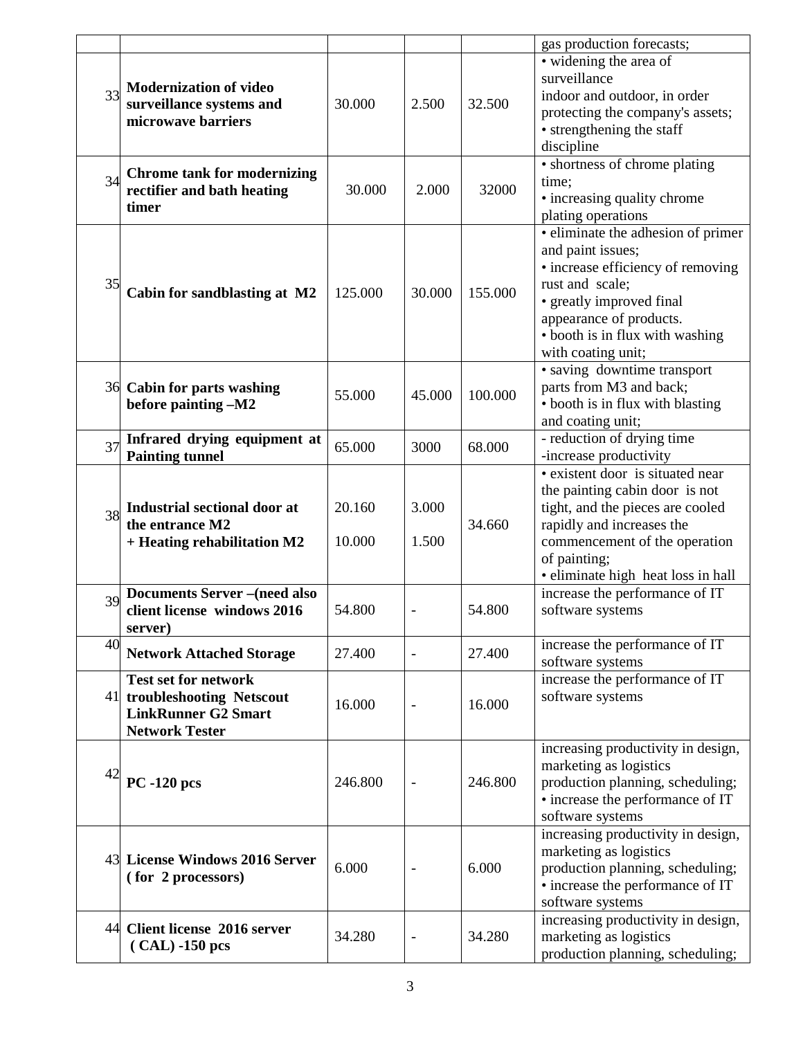| | | | | | |
|---|---|---|---|---|---|
| | | | | | gas production forecasts; |
| 33 | **Modernization of video surveillance systems and microwave barriers** | 30.000 | 2.500 | 32.500 | • widening the area of surveillance indoor and outdoor, in order protecting the company's assets;<br>• strengthening the staff discipline |
| 34 | **Chrome tank for modernizing rectifier and bath heating timer** | 30.000 | 2.000 | 32000 | • shortness of chrome plating time;<br>• increasing quality chrome plating operations |
| 35 | **Cabin for sandblasting at M2** | 125.000 | 30.000 | 155.000 | • eliminate the adhesion of primer and paint issues;<br>• increase efficiency of removing rust and scale;<br>• greatly improved final appearance of products.<br>• booth is in flux with washing with coating unit; |
| 36 | **Cabin for parts washing before painting –M2** | 55.000 | 45.000 | 100.000 | • saving downtime transport parts from M3 and back;<br>• booth is in flux with blasting and coating unit; |
| 37 | **Infrared drying equipment at Painting tunnel** | 65.000 | 3000 | 68.000 | - reduction of drying time<br>-increase productivity |
| 38 | **Industrial sectional door at the entrance M2**<br>**+ Heating rehabilitation M2** | 20.160<br>10.000 | 3.000<br>1.500 | 34.660 | • existent door is situated near the painting cabin door is not tight, and the pieces are cooled rapidly and increases the commencement of the operation of painting;<br>• eliminate high heat loss in hall |
| 39 | **Documents Server –(need also client license windows 2016 server)** | 54.800 | - | 54.800 | increase the performance of IT software systems |
| 40 | **Network Attached Storage** | 27.400 | - | 27.400 | increase the performance of IT software systems |
| 41 | **Test set for network troubleshooting Netscout LinkRunner G2 Smart Network Tester** | 16.000 | - | 16.000 | increase the performance of IT software systems |
| 42 | **PC -120 pcs** | 246.800 | - | 246.800 | increasing productivity in design, marketing as logistics production planning, scheduling;<br>• increase the performance of IT software systems |
| 43 | **License Windows 2016 Server ( for 2 processors)** | 6.000 | - | 6.000 | increasing productivity in design, marketing as logistics production planning, scheduling;<br>• increase the performance of IT software systems |
| 44 | **Client license 2016 server ( CAL) -150 pcs** | 34.280 | - | 34.280 | increasing productivity in design, marketing as logistics production planning, scheduling; |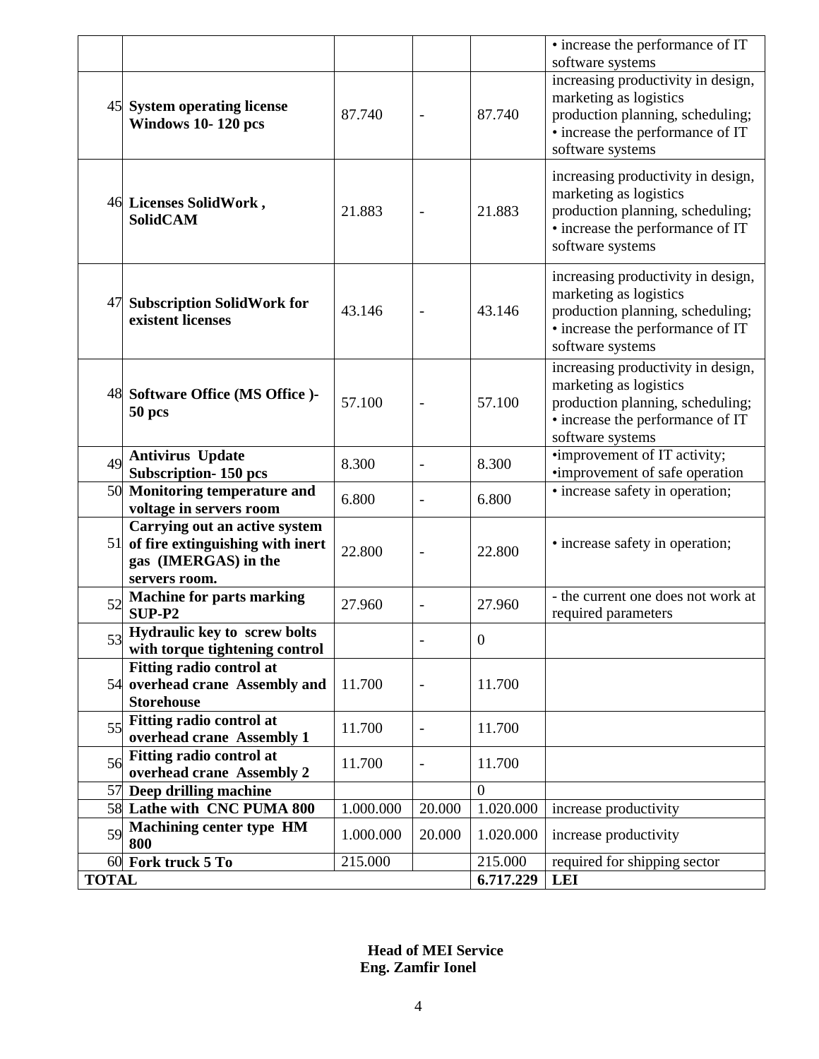| | | | | | |
|---|---|---|---|---|---|
| | | | | | • increase the performance of IT software systems |
| 45 | **System operating license Windows 10- 120 pcs** | 87.740 | - | 87.740 | increasing productivity in design, marketing as logistics production planning, scheduling; • increase the performance of IT software systems |
| 46 | **Licenses SolidWork , SolidCAM** | 21.883 | - | 21.883 | increasing productivity in design, marketing as logistics production planning, scheduling; • increase the performance of IT software systems |
| 47 | **Subscription SolidWork for existent licenses** | 43.146 | - | 43.146 | increasing productivity in design, marketing as logistics production planning, scheduling; • increase the performance of IT software systems |
| 48 | **Software Office (MS Office )- 50 pcs** | 57.100 | - | 57.100 | increasing productivity in design, marketing as logistics production planning, scheduling; • increase the performance of IT software systems |
| 49 | **Antivirus Update Subscription- 150 pcs** | 8.300 | - | 8.300 | •improvement of IT activity; •improvement of safe operation |
| 50 | **Monitoring temperature and voltage in servers room** | 6.800 | - | 6.800 | • increase safety in operation; |
| 51 | **Carrying out an active system of fire extinguishing with inert gas (IMERGAS) in the servers room.** | 22.800 | - | 22.800 | • increase safety in operation; |
| 52 | **Machine for parts marking SUP-P2** | 27.960 | - | 27.960 | - the current one does not work at required parameters |
| 53 | **Hydraulic key to screw bolts with torque tightening control** | | - | 0 | |
| 54 | **Fitting radio control at overhead crane Assembly and Storehouse** | 11.700 | - | 11.700 | |
| 55 | **Fitting radio control at overhead crane Assembly 1** | 11.700 | - | 11.700 | |
| 56 | **Fitting radio control at overhead crane Assembly 2** | 11.700 | - | 11.700 | |
| 57 | **Deep drilling machine** | | | 0 | |
| 58 | **Lathe with CNC PUMA 800** | 1.000.000 | 20.000 | 1.020.000 | increase productivity |
| 59 | **Machining center type HM 800** | 1.000.000 | 20.000 | 1.020.000 | increase productivity |
| 60 | **Fork truck 5 To** | 215.000 | | 215.000 | required for shipping sector |
| **TOTAL** | | | | **6.717.229** | **LEI** |

**Head of MEI Service**
**Eng. Zamfir Ionel**